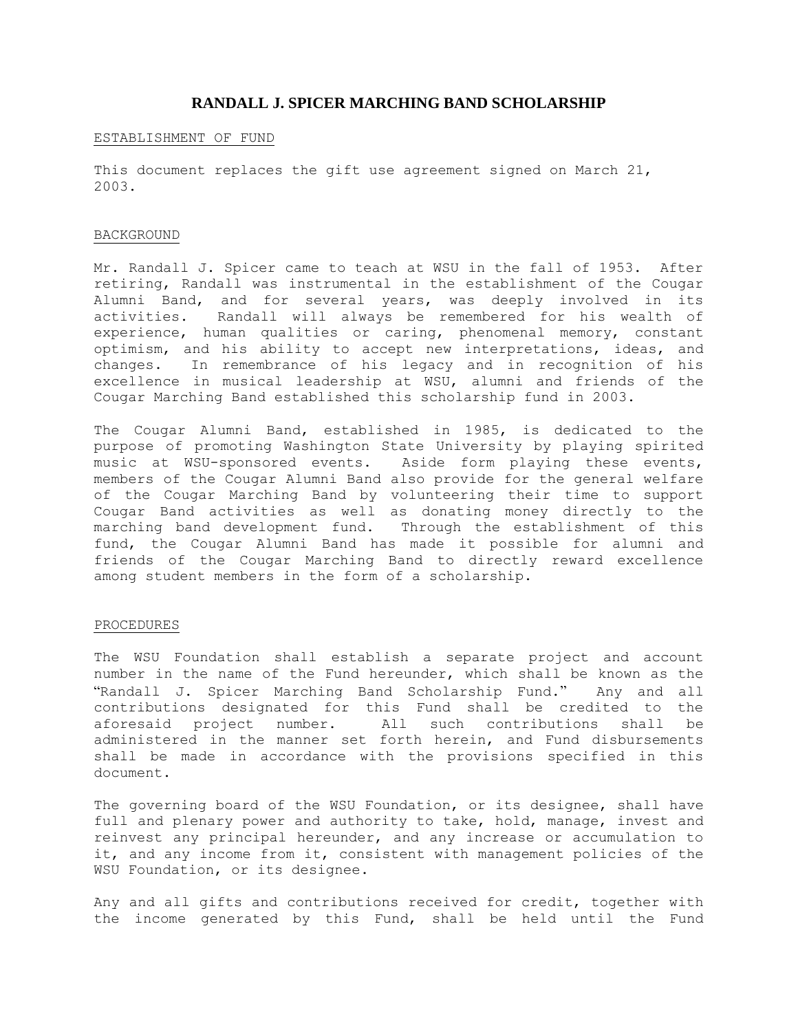# RANDALL J. SPICER MARCHING BAND SCHOLARSHIP

## ESTABLISHMENT OF FUND

This document replaces the gift use agreement signed on March 21, 2003.

## BACKGROUND

Mr. Randall J. Spicer came to teach at WSU in the fall of 1953. After retiring, Randall was instrumental in the establishment of the Cougar Alumni Band, and for several years, was deeply involved in its activities. Randall will always be remembered for his wealth of experience, human qualities or caring, phenomenal memory, constant optimism, and his ability to accept new interpretations, ideas, and changes. In remembrance of his legacy and in recognition of his excellence in musical leadership at WSU, alumni and friends of the Cougar Marching Band established this scholarship fund in 2003.

The Cougar Alumni Band, established in 1985, is dedicated to the purpose of promoting Washington State University by playing spirited music at WSU-sponsored events. Aside form playing these events, members of the Cougar Alumni Band also provide for the general welfare of the Cougar Marching Band by volunteering their time to support Cougar Band activities as well as donating money directly to the marching band development fund. Through the establishment of this fund, the Cougar Alumni Band has made it possible for alumni and friends of the Cougar Marching Band to directly reward excellence among student members in the form of a scholarship.

## PROCEDURES

The WSU Foundation shall establish a separate project and account number in the name of the Fund hereunder, which shall be known as the "Randall J. Spicer Marching Band Scholarship Fund." Any and all contributions designated for this Fund shall be credited to the aforesaid project number. All such contributions shall be administered in the manner set forth herein, and Fund disbursements shall be made in accordance with the provisions specified in this document.

The governing board of the WSU Foundation, or its designee, shall have full and plenary power and authority to take, hold, manage, invest and reinvest any principal hereunder, and any increase or accumulation to it, and any income from it, consistent with management policies of the WSU Foundation, or its designee.

Any and all gifts and contributions received for credit, together with the income generated by this Fund, shall be held until the Fund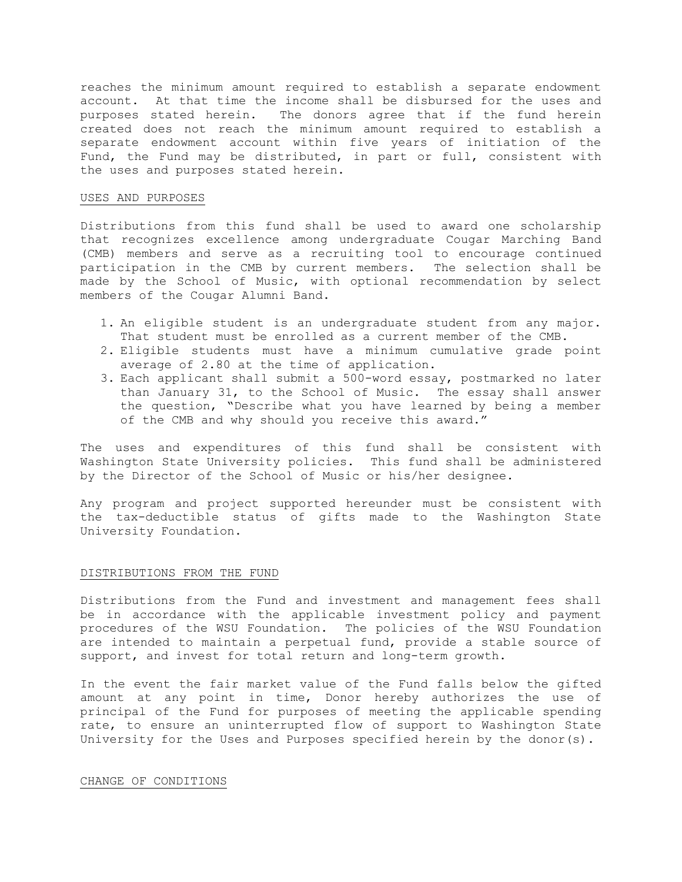reaches the minimum amount required to establish a separate endowment account. At that time the income shall be disbursed for the uses and purposes stated herein. The donors agree that if the fund herein created does not reach the minimum amount required to establish a separate endowment account within five years of initiation of the Fund, the Fund may be distributed, in part or full, consistent with the uses and purposes stated herein.

## USES AND PURPOSES

Distributions from this fund shall be used to award one scholarship that recognizes excellence among undergraduate Cougar Marching Band (CMB) members and serve as a recruiting tool to encourage continued participation in the CMB by current members. The selection shall be made by the School of Music, with optional recommendation by select members of the Cougar Alumni Band.

1. An eligible student is an undergraduate student from any major. That student must be enrolled as a current member of the CMB.
2. Eligible students must have a minimum cumulative grade point average of 2.80 at the time of application.
3. Each applicant shall submit a 500-word essay, postmarked no later than January 31, to the School of Music. The essay shall answer the question, "Describe what you have learned by being a member of the CMB and why should you receive this award."

The uses and expenditures of this fund shall be consistent with Washington State University policies. This fund shall be administered by the Director of the School of Music or his/her designee.

Any program and project supported hereunder must be consistent with the tax-deductible status of gifts made to the Washington State University Foundation.

## DISTRIBUTIONS FROM THE FUND

Distributions from the Fund and investment and management fees shall be in accordance with the applicable investment policy and payment procedures of the WSU Foundation. The policies of the WSU Foundation are intended to maintain a perpetual fund, provide a stable source of support, and invest for total return and long-term growth.

In the event the fair market value of the Fund falls below the gifted amount at any point in time, Donor hereby authorizes the use of principal of the Fund for purposes of meeting the applicable spending rate, to ensure an uninterrupted flow of support to Washington State University for the Uses and Purposes specified herein by the donor(s).

## CHANGE OF CONDITIONS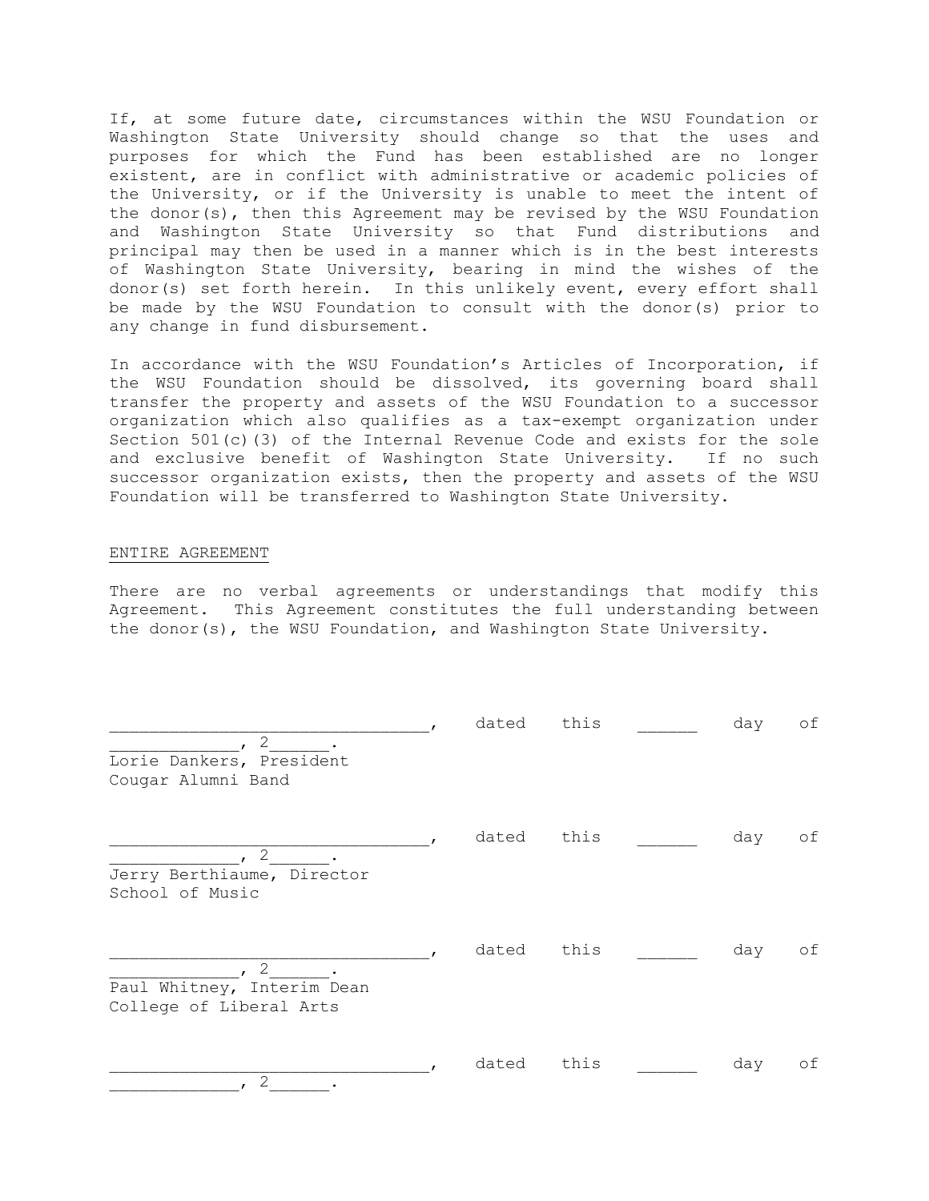If, at some future date, circumstances within the WSU Foundation or Washington State University should change so that the uses and purposes for which the Fund has been established are no longer existent, are in conflict with administrative or academic policies of the University, or if the University is unable to meet the intent of the donor(s), then this Agreement may be revised by the WSU Foundation and Washington State University so that Fund distributions and principal may then be used in a manner which is in the best interests of Washington State University, bearing in mind the wishes of the donor(s) set forth herein. In this unlikely event, every effort shall be made by the WSU Foundation to consult with the donor(s) prior to any change in fund disbursement.

In accordance with the WSU Foundation's Articles of Incorporation, if the WSU Foundation should be dissolved, its governing board shall transfer the property and assets of the WSU Foundation to a successor organization which also qualifies as a tax-exempt organization under Section 501(c)(3) of the Internal Revenue Code and exists for the sole and exclusive benefit of Washington State University. If no such successor organization exists, then the property and assets of the WSU Foundation will be transferred to Washington State University.

ENTIRE AGREEMENT

There are no verbal agreements or understandings that modify this Agreement. This Agreement constitutes the full understanding between the donor(s), the WSU Foundation, and Washington State University.

________________________________, dated this ______ day of _____________, 2______.
Lorie Dankers, President
Cougar Alumni Band

________________________________, dated this ______ day of _____________, 2______.
Jerry Berthiaume, Director
School of Music

________________________________, dated this ______ day of _____________, 2______.
Paul Whitney, Interim Dean
College of Liberal Arts

________________________________, dated this ______ day of _____________, 2______.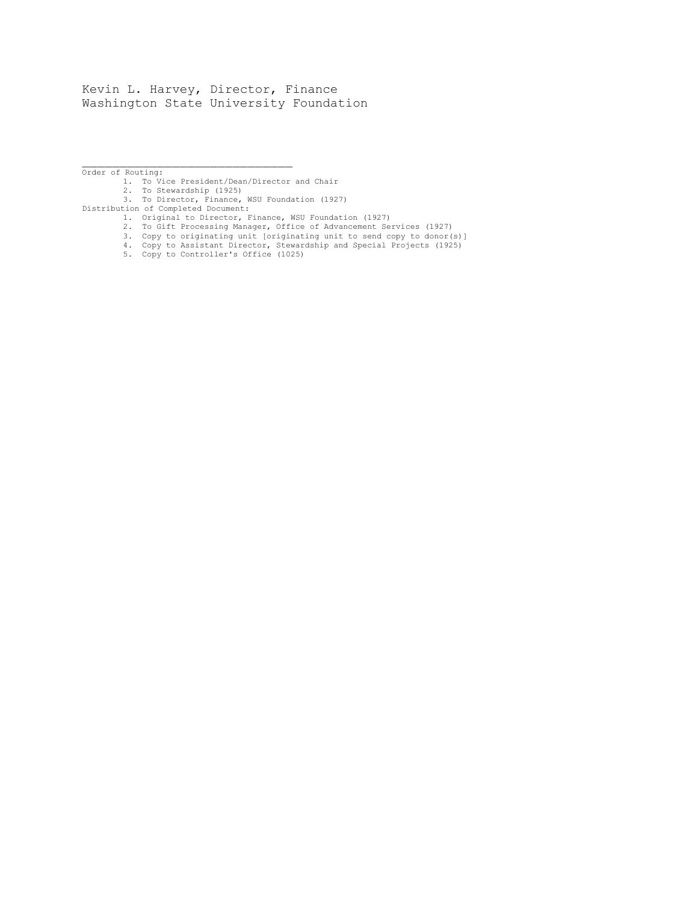Kevin L. Harvey, Director, Finance
Washington State University Foundation

_____________________________________

Order of Routing:

1. To Vice President/Dean/Director and Chair
2. To Stewardship (1925)
3. To Director, Finance, WSU Foundation (1927)

Distribution of Completed Document:

1. Original to Director, Finance, WSU Foundation (1927)
2. To Gift Processing Manager, Office of Advancement Services (1927)
3. Copy to originating unit [originating unit to send copy to donor(s)]
4. Copy to Assistant Director, Stewardship and Special Projects (1925)
5. Copy to Controller's Office (1025)